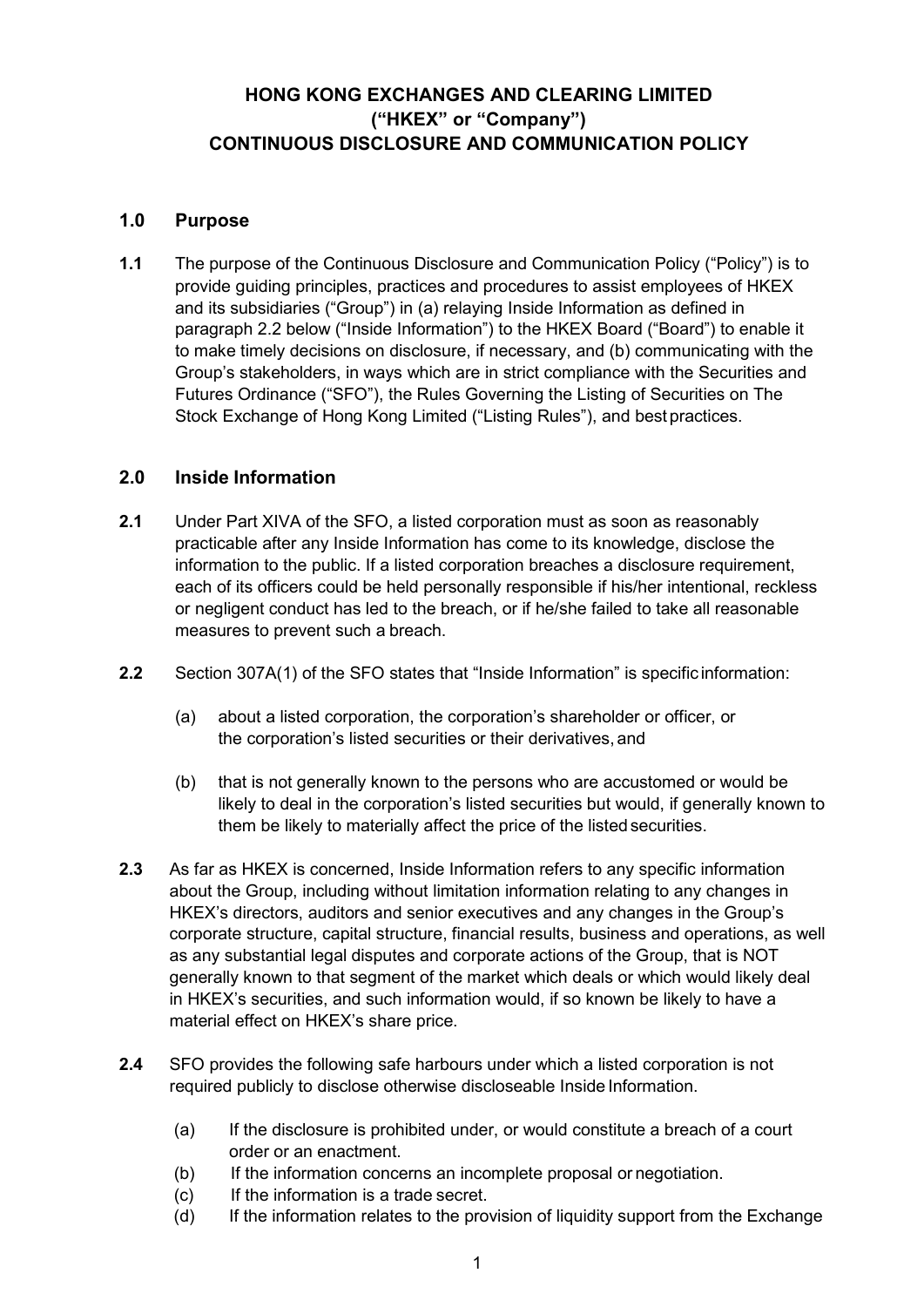# HONG KONG EXCHANGES AND CLEARING LIMITED
# ("HKEX" or "Company")
# CONTINUOUS DISCLOSURE AND COMMUNICATION POLICY

## 1.0 Purpose

**1.1** The purpose of the Continuous Disclosure and Communication Policy ("Policy") is to provide guiding principles, practices and procedures to assist employees of HKEX and its subsidiaries ("Group") in (a) relaying Inside Information as defined in paragraph 2.2 below ("Inside Information") to the HKEX Board ("Board") to enable it to make timely decisions on disclosure, if necessary, and (b) communicating with the Group's stakeholders, in ways which are in strict compliance with the Securities and Futures Ordinance ("SFO"), the Rules Governing the Listing of Securities on The Stock Exchange of Hong Kong Limited ("Listing Rules"), and best practices.

## 2.0 Inside Information

**2.1** Under Part XIVA of the SFO, a listed corporation must as soon as reasonably practicable after any Inside Information has come to its knowledge, disclose the information to the public. If a listed corporation breaches a disclosure requirement, each of its officers could be held personally responsible if his/her intentional, reckless or negligent conduct has led to the breach, or if he/she failed to take all reasonable measures to prevent such a breach.

**2.2** Section 307A(1) of the SFO states that "Inside Information" is specific information:

(a) about a listed corporation, the corporation's shareholder or officer, or the corporation's listed securities or their derivatives, and

(b) that is not generally known to the persons who are accustomed or would be likely to deal in the corporation's listed securities but would, if generally known to them be likely to materially affect the price of the listed securities.

**2.3** As far as HKEX is concerned, Inside Information refers to any specific information about the Group, including without limitation information relating to any changes in HKEX's directors, auditors and senior executives and any changes in the Group's corporate structure, capital structure, financial results, business and operations, as well as any substantial legal disputes and corporate actions of the Group, that is NOT generally known to that segment of the market which deals or which would likely deal in HKEX's securities, and such information would, if so known be likely to have a material effect on HKEX's share price.

**2.4** SFO provides the following safe harbours under which a listed corporation is not required publicly to disclose otherwise discloseable Inside Information.

(a) If the disclosure is prohibited under, or would constitute a breach of a court order or an enactment.
(b) If the information concerns an incomplete proposal or negotiation.
(c) If the information is a trade secret.
(d) If the information relates to the provision of liquidity support from the Exchange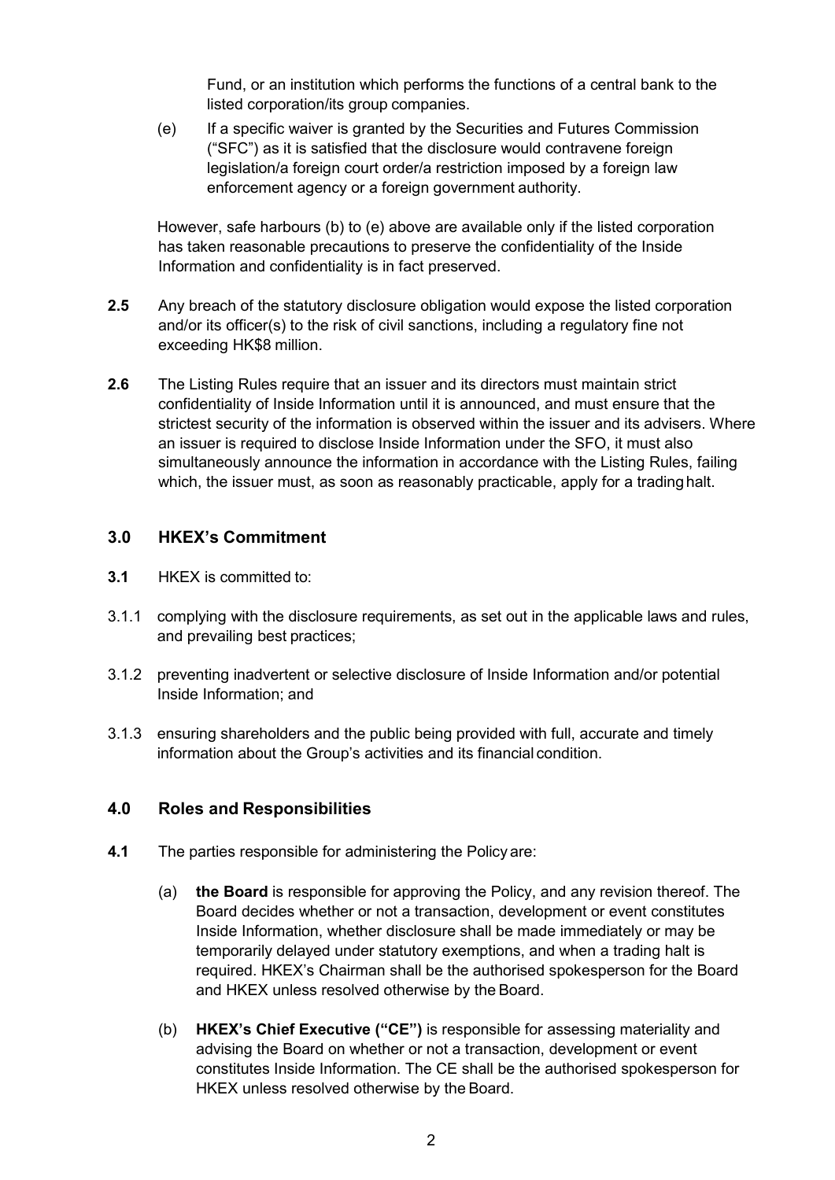Fund, or an institution which performs the functions of a central bank to the listed corporation/its group companies.

(e) If a specific waiver is granted by the Securities and Futures Commission ("SFC") as it is satisfied that the disclosure would contravene foreign legislation/a foreign court order/a restriction imposed by a foreign law enforcement agency or a foreign government authority.

However, safe harbours (b) to (e) above are available only if the listed corporation has taken reasonable precautions to preserve the confidentiality of the Inside Information and confidentiality is in fact preserved.

**2.5** Any breach of the statutory disclosure obligation would expose the listed corporation and/or its officer(s) to the risk of civil sanctions, including a regulatory fine not exceeding HK$8 million.

**2.6** The Listing Rules require that an issuer and its directors must maintain strict confidentiality of Inside Information until it is announced, and must ensure that the strictest security of the information is observed within the issuer and its advisers. Where an issuer is required to disclose Inside Information under the SFO, it must also simultaneously announce the information in accordance with the Listing Rules, failing which, the issuer must, as soon as reasonably practicable, apply for a trading halt.

## 3.0 HKEX's Commitment

**3.1** HKEX is committed to:

3.1.1 complying with the disclosure requirements, as set out in the applicable laws and rules, and prevailing best practices;

3.1.2 preventing inadvertent or selective disclosure of Inside Information and/or potential Inside Information; and

3.1.3 ensuring shareholders and the public being provided with full, accurate and timely information about the Group's activities and its financial condition.

## 4.0 Roles and Responsibilities

**4.1** The parties responsible for administering the Policy are:

(a) **the Board** is responsible for approving the Policy, and any revision thereof. The Board decides whether or not a transaction, development or event constitutes Inside Information, whether disclosure shall be made immediately or may be temporarily delayed under statutory exemptions, and when a trading halt is required. HKEX's Chairman shall be the authorised spokesperson for the Board and HKEX unless resolved otherwise by the Board.

(b) **HKEX's Chief Executive ("CE")** is responsible for assessing materiality and advising the Board on whether or not a transaction, development or event constitutes Inside Information. The CE shall be the authorised spokesperson for HKEX unless resolved otherwise by the Board.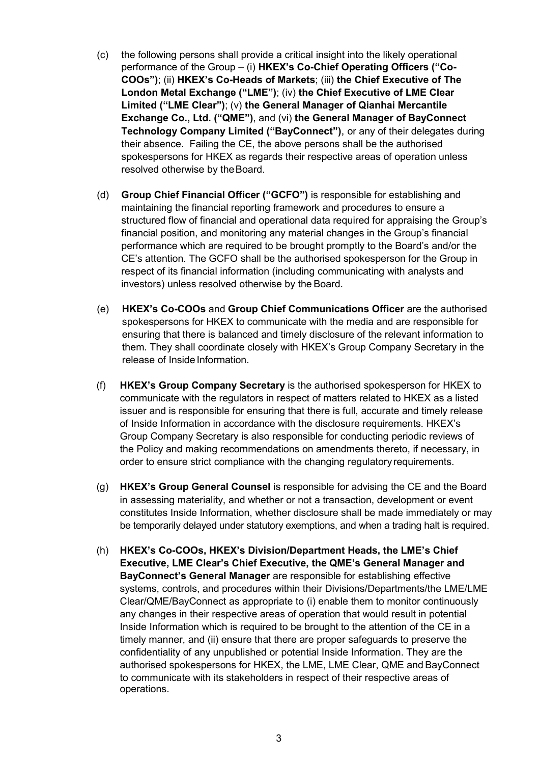(c) the following persons shall provide a critical insight into the likely operational performance of the Group – (i) **HKEX's Co-Chief Operating Officers ("Co-COOs")**; (ii) **HKEX's Co-Heads of Markets**; (iii) **the Chief Executive of The London Metal Exchange ("LME")**; (iv) **the Chief Executive of LME Clear Limited ("LME Clear")**; (v) **the General Manager of Qianhai Mercantile Exchange Co., Ltd. ("QME")**, and (vi) **the General Manager of BayConnect Technology Company Limited ("BayConnect")**, or any of their delegates during their absence. Failing the CE, the above persons shall be the authorised spokespersons for HKEX as regards their respective areas of operation unless resolved otherwise by the Board.

(d) **Group Chief Financial Officer ("GCFO")** is responsible for establishing and maintaining the financial reporting framework and procedures to ensure a structured flow of financial and operational data required for appraising the Group's financial position, and monitoring any material changes in the Group's financial performance which are required to be brought promptly to the Board's and/or the CE's attention. The GCFO shall be the authorised spokesperson for the Group in respect of its financial information (including communicating with analysts and investors) unless resolved otherwise by the Board.

(e) **HKEX's Co-COOs** and **Group Chief Communications Officer** are the authorised spokespersons for HKEX to communicate with the media and are responsible for ensuring that there is balanced and timely disclosure of the relevant information to them. They shall coordinate closely with HKEX's Group Company Secretary in the release of Inside Information.

(f) **HKEX's Group Company Secretary** is the authorised spokesperson for HKEX to communicate with the regulators in respect of matters related to HKEX as a listed issuer and is responsible for ensuring that there is full, accurate and timely release of Inside Information in accordance with the disclosure requirements. HKEX's Group Company Secretary is also responsible for conducting periodic reviews of the Policy and making recommendations on amendments thereto, if necessary, in order to ensure strict compliance with the changing regulatory requirements.

(g) **HKEX's Group General Counsel** is responsible for advising the CE and the Board in assessing materiality, and whether or not a transaction, development or event constitutes Inside Information, whether disclosure shall be made immediately or may be temporarily delayed under statutory exemptions, and when a trading halt is required.

(h) **HKEX's Co-COOs, HKEX's Division/Department Heads, the LME's Chief Executive, LME Clear's Chief Executive, the QME's General Manager and BayConnect's General Manager** are responsible for establishing effective systems, controls, and procedures within their Divisions/Departments/the LME/LME Clear/QME/BayConnect as appropriate to (i) enable them to monitor continuously any changes in their respective areas of operation that would result in potential Inside Information which is required to be brought to the attention of the CE in a timely manner, and (ii) ensure that there are proper safeguards to preserve the confidentiality of any unpublished or potential Inside Information. They are the authorised spokespersons for HKEX, the LME, LME Clear, QME and BayConnect to communicate with its stakeholders in respect of their respective areas of operations.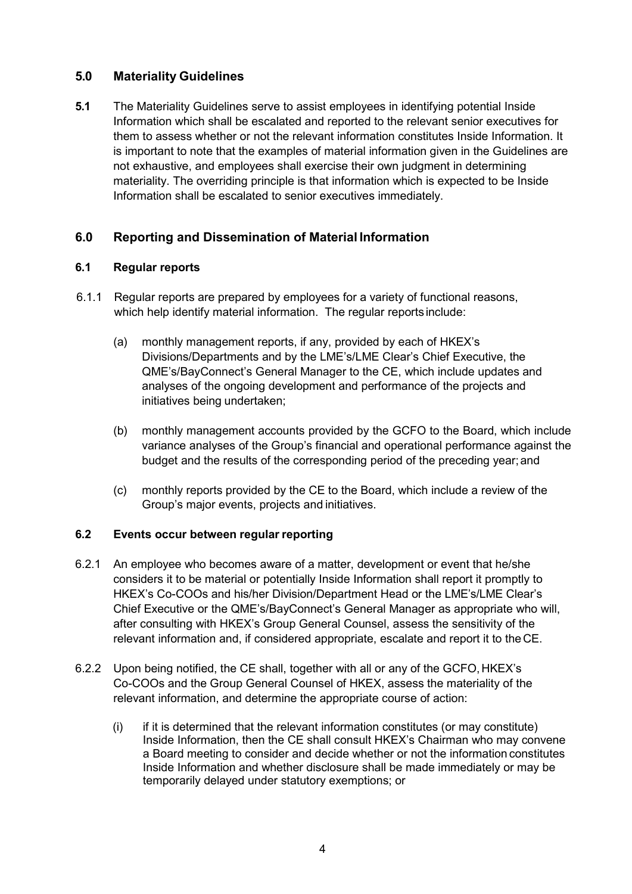## 5.0 Materiality Guidelines

**5.1** The Materiality Guidelines serve to assist employees in identifying potential Inside Information which shall be escalated and reported to the relevant senior executives for them to assess whether or not the relevant information constitutes Inside Information. It is important to note that the examples of material information given in the Guidelines are not exhaustive, and employees shall exercise their own judgment in determining materiality. The overriding principle is that information which is expected to be Inside Information shall be escalated to senior executives immediately.

## 6.0 Reporting and Dissemination of Material Information

### 6.1 Regular reports

6.1.1 Regular reports are prepared by employees for a variety of functional reasons, which help identify material information. The regular reports include:

(a) monthly management reports, if any, provided by each of HKEX's Divisions/Departments and by the LME's/LME Clear's Chief Executive, the QME's/BayConnect's General Manager to the CE, which include updates and analyses of the ongoing development and performance of the projects and initiatives being undertaken;

(b) monthly management accounts provided by the GCFO to the Board, which include variance analyses of the Group's financial and operational performance against the budget and the results of the corresponding period of the preceding year; and

(c) monthly reports provided by the CE to the Board, which include a review of the Group's major events, projects and initiatives.

### 6.2 Events occur between regular reporting

6.2.1 An employee who becomes aware of a matter, development or event that he/she considers it to be material or potentially Inside Information shall report it promptly to HKEX's Co-COOs and his/her Division/Department Head or the LME's/LME Clear's Chief Executive or the QME's/BayConnect's General Manager as appropriate who will, after consulting with HKEX's Group General Counsel, assess the sensitivity of the relevant information and, if considered appropriate, escalate and report it to the CE.

6.2.2 Upon being notified, the CE shall, together with all or any of the GCFO, HKEX's Co-COOs and the Group General Counsel of HKEX, assess the materiality of the relevant information, and determine the appropriate course of action:

(i) if it is determined that the relevant information constitutes (or may constitute) Inside Information, then the CE shall consult HKEX's Chairman who may convene a Board meeting to consider and decide whether or not the information constitutes Inside Information and whether disclosure shall be made immediately or may be temporarily delayed under statutory exemptions; or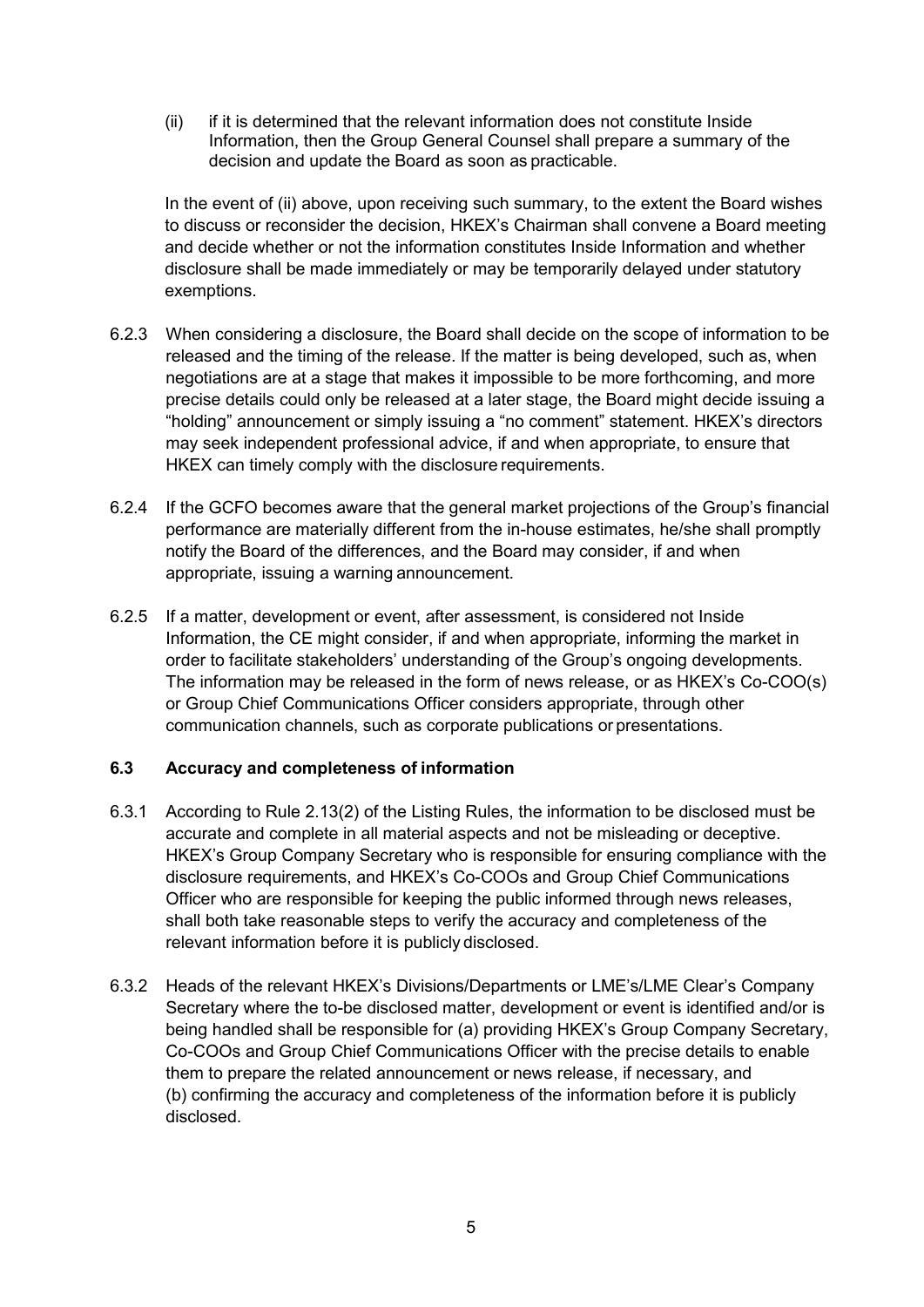(ii) if it is determined that the relevant information does not constitute Inside Information, then the Group General Counsel shall prepare a summary of the decision and update the Board as soon as practicable.

In the event of (ii) above, upon receiving such summary, to the extent the Board wishes to discuss or reconsider the decision, HKEX's Chairman shall convene a Board meeting and decide whether or not the information constitutes Inside Information and whether disclosure shall be made immediately or may be temporarily delayed under statutory exemptions.

6.2.3 When considering a disclosure, the Board shall decide on the scope of information to be released and the timing of the release. If the matter is being developed, such as, when negotiations are at a stage that makes it impossible to be more forthcoming, and more precise details could only be released at a later stage, the Board might decide issuing a "holding" announcement or simply issuing a "no comment" statement. HKEX's directors may seek independent professional advice, if and when appropriate, to ensure that HKEX can timely comply with the disclosure requirements.

6.2.4 If the GCFO becomes aware that the general market projections of the Group's financial performance are materially different from the in-house estimates, he/she shall promptly notify the Board of the differences, and the Board may consider, if and when appropriate, issuing a warning announcement.

6.2.5 If a matter, development or event, after assessment, is considered not Inside Information, the CE might consider, if and when appropriate, informing the market in order to facilitate stakeholders' understanding of the Group's ongoing developments. The information may be released in the form of news release, or as HKEX's Co-COO(s) or Group Chief Communications Officer considers appropriate, through other communication channels, such as corporate publications or presentations.

### 6.3 Accuracy and completeness of information

6.3.1 According to Rule 2.13(2) of the Listing Rules, the information to be disclosed must be accurate and complete in all material aspects and not be misleading or deceptive. HKEX's Group Company Secretary who is responsible for ensuring compliance with the disclosure requirements, and HKEX's Co-COOs and Group Chief Communications Officer who are responsible for keeping the public informed through news releases, shall both take reasonable steps to verify the accuracy and completeness of the relevant information before it is publicly disclosed.

6.3.2 Heads of the relevant HKEX's Divisions/Departments or LME's/LME Clear's Company Secretary where the to-be disclosed matter, development or event is identified and/or is being handled shall be responsible for (a) providing HKEX's Group Company Secretary, Co-COOs and Group Chief Communications Officer with the precise details to enable them to prepare the related announcement or news release, if necessary, and (b) confirming the accuracy and completeness of the information before it is publicly disclosed.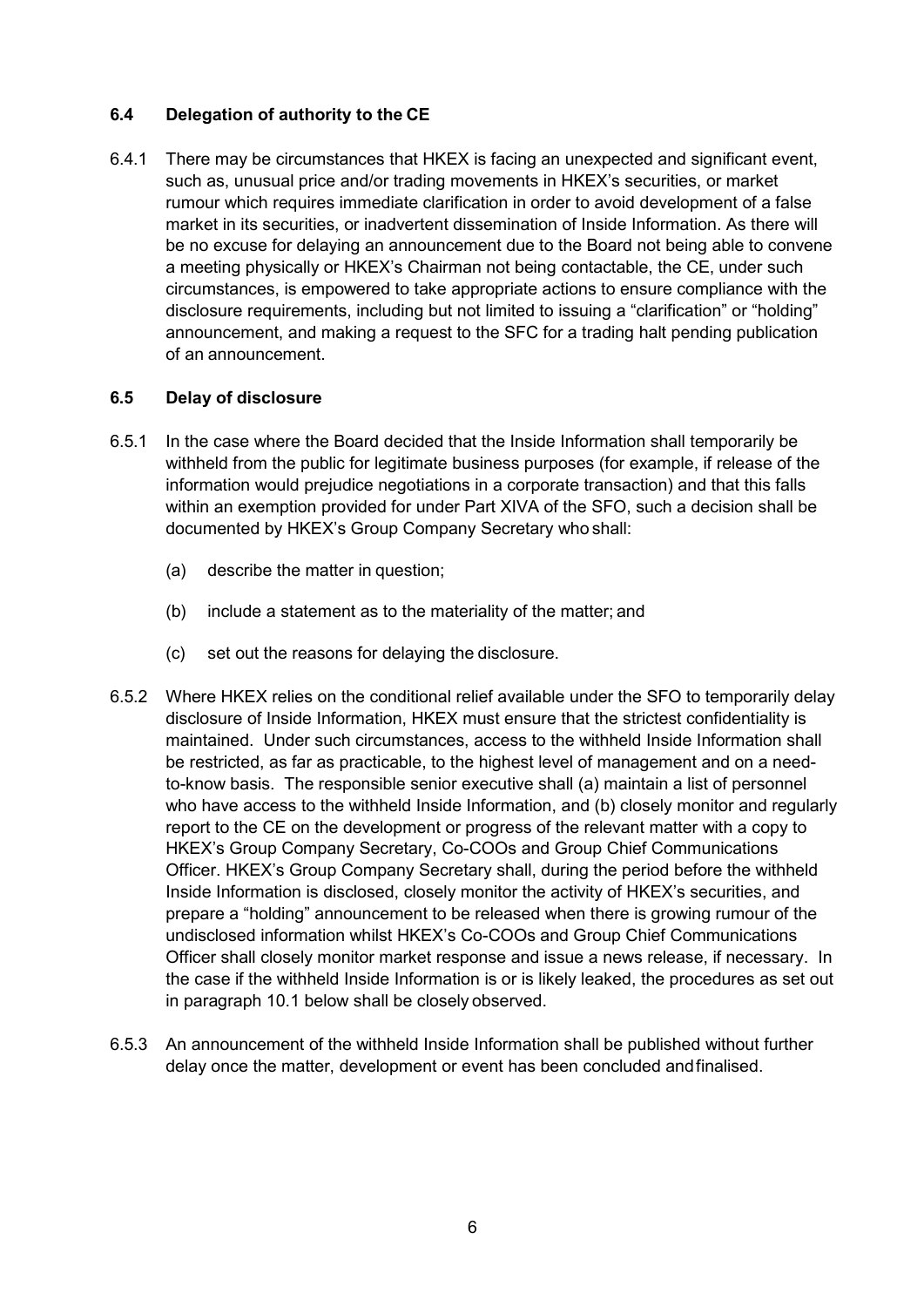### 6.4 Delegation of authority to the CE

6.4.1 There may be circumstances that HKEX is facing an unexpected and significant event, such as, unusual price and/or trading movements in HKEX's securities, or market rumour which requires immediate clarification in order to avoid development of a false market in its securities, or inadvertent dissemination of Inside Information. As there will be no excuse for delaying an announcement due to the Board not being able to convene a meeting physically or HKEX's Chairman not being contactable, the CE, under such circumstances, is empowered to take appropriate actions to ensure compliance with the disclosure requirements, including but not limited to issuing a "clarification" or "holding" announcement, and making a request to the SFC for a trading halt pending publication of an announcement.

### 6.5 Delay of disclosure

6.5.1 In the case where the Board decided that the Inside Information shall temporarily be withheld from the public for legitimate business purposes (for example, if release of the information would prejudice negotiations in a corporate transaction) and that this falls within an exemption provided for under Part XIVA of the SFO, such a decision shall be documented by HKEX's Group Company Secretary who shall:

- (a) describe the matter in question;
- (b) include a statement as to the materiality of the matter; and
- (c) set out the reasons for delaying the disclosure.

6.5.2 Where HKEX relies on the conditional relief available under the SFO to temporarily delay disclosure of Inside Information, HKEX must ensure that the strictest confidentiality is maintained. Under such circumstances, access to the withheld Inside Information shall be restricted, as far as practicable, to the highest level of management and on a need-to-know basis. The responsible senior executive shall (a) maintain a list of personnel who have access to the withheld Inside Information, and (b) closely monitor and regularly report to the CE on the development or progress of the relevant matter with a copy to HKEX's Group Company Secretary, Co-COOs and Group Chief Communications Officer. HKEX's Group Company Secretary shall, during the period before the withheld Inside Information is disclosed, closely monitor the activity of HKEX's securities, and prepare a "holding" announcement to be released when there is growing rumour of the undisclosed information whilst HKEX's Co-COOs and Group Chief Communications Officer shall closely monitor market response and issue a news release, if necessary. In the case if the withheld Inside Information is or is likely leaked, the procedures as set out in paragraph 10.1 below shall be closely observed.

6.5.3 An announcement of the withheld Inside Information shall be published without further delay once the matter, development or event has been concluded and finalised.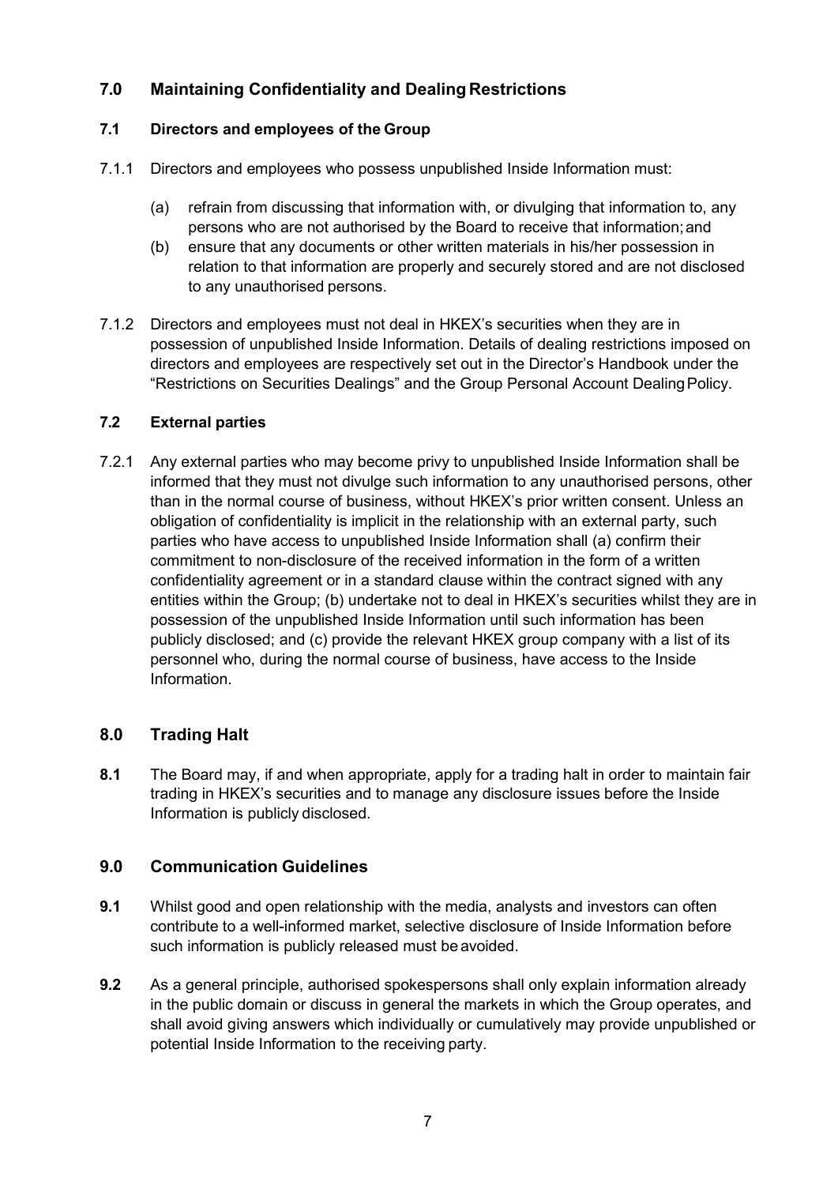## 7.0 Maintaining Confidentiality and Dealing Restrictions

### 7.1 Directors and employees of the Group

7.1.1 Directors and employees who possess unpublished Inside Information must:

(a) refrain from discussing that information with, or divulging that information to, any persons who are not authorised by the Board to receive that information; and

(b) ensure that any documents or other written materials in his/her possession in relation to that information are properly and securely stored and are not disclosed to any unauthorised persons.

7.1.2 Directors and employees must not deal in HKEX's securities when they are in possession of unpublished Inside Information. Details of dealing restrictions imposed on directors and employees are respectively set out in the Director's Handbook under the "Restrictions on Securities Dealings" and the Group Personal Account Dealing Policy.

### 7.2 External parties

7.2.1 Any external parties who may become privy to unpublished Inside Information shall be informed that they must not divulge such information to any unauthorised persons, other than in the normal course of business, without HKEX's prior written consent. Unless an obligation of confidentiality is implicit in the relationship with an external party, such parties who have access to unpublished Inside Information shall (a) confirm their commitment to non-disclosure of the received information in the form of a written confidentiality agreement or in a standard clause within the contract signed with any entities within the Group; (b) undertake not to deal in HKEX's securities whilst they are in possession of the unpublished Inside Information until such information has been publicly disclosed; and (c) provide the relevant HKEX group company with a list of its personnel who, during the normal course of business, have access to the Inside Information.

## 8.0 Trading Halt

**8.1** The Board may, if and when appropriate, apply for a trading halt in order to maintain fair trading in HKEX's securities and to manage any disclosure issues before the Inside Information is publicly disclosed.

## 9.0 Communication Guidelines

**9.1** Whilst good and open relationship with the media, analysts and investors can often contribute to a well-informed market, selective disclosure of Inside Information before such information is publicly released must be avoided.

**9.2** As a general principle, authorised spokespersons shall only explain information already in the public domain or discuss in general the markets in which the Group operates, and shall avoid giving answers which individually or cumulatively may provide unpublished or potential Inside Information to the receiving party.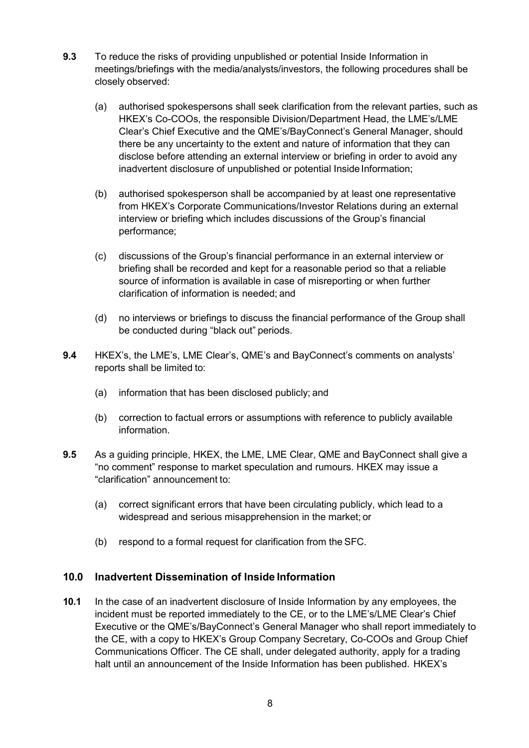**9.3** To reduce the risks of providing unpublished or potential Inside Information in meetings/briefings with the media/analysts/investors, the following procedures shall be closely observed:

(a) authorised spokespersons shall seek clarification from the relevant parties, such as HKEX's Co-COOs, the responsible Division/Department Head, the LME's/LME Clear's Chief Executive and the QME's/BayConnect's General Manager, should there be any uncertainty to the extent and nature of information that they can disclose before attending an external interview or briefing in order to avoid any inadvertent disclosure of unpublished or potential Inside Information;

(b) authorised spokesperson shall be accompanied by at least one representative from HKEX's Corporate Communications/Investor Relations during an external interview or briefing which includes discussions of the Group's financial performance;

(c) discussions of the Group's financial performance in an external interview or briefing shall be recorded and kept for a reasonable period so that a reliable source of information is available in case of misreporting or when further clarification of information is needed; and

(d) no interviews or briefings to discuss the financial performance of the Group shall be conducted during "black out" periods.

**9.4** HKEX's, the LME's, LME Clear's, QME's and BayConnect's comments on analysts' reports shall be limited to:

(a) information that has been disclosed publicly; and

(b) correction to factual errors or assumptions with reference to publicly available information.

**9.5** As a guiding principle, HKEX, the LME, LME Clear, QME and BayConnect shall give a "no comment" response to market speculation and rumours. HKEX may issue a "clarification" announcement to:

(a) correct significant errors that have been circulating publicly, which lead to a widespread and serious misapprehension in the market; or

(b) respond to a formal request for clarification from the SFC.

## 10.0 Inadvertent Dissemination of Inside Information

**10.1** In the case of an inadvertent disclosure of Inside Information by any employees, the incident must be reported immediately to the CE, or to the LME's/LME Clear's Chief Executive or the QME's/BayConnect's General Manager who shall report immediately to the CE, with a copy to HKEX's Group Company Secretary, Co-COOs and Group Chief Communications Officer. The CE shall, under delegated authority, apply for a trading halt until an announcement of the Inside Information has been published. HKEX's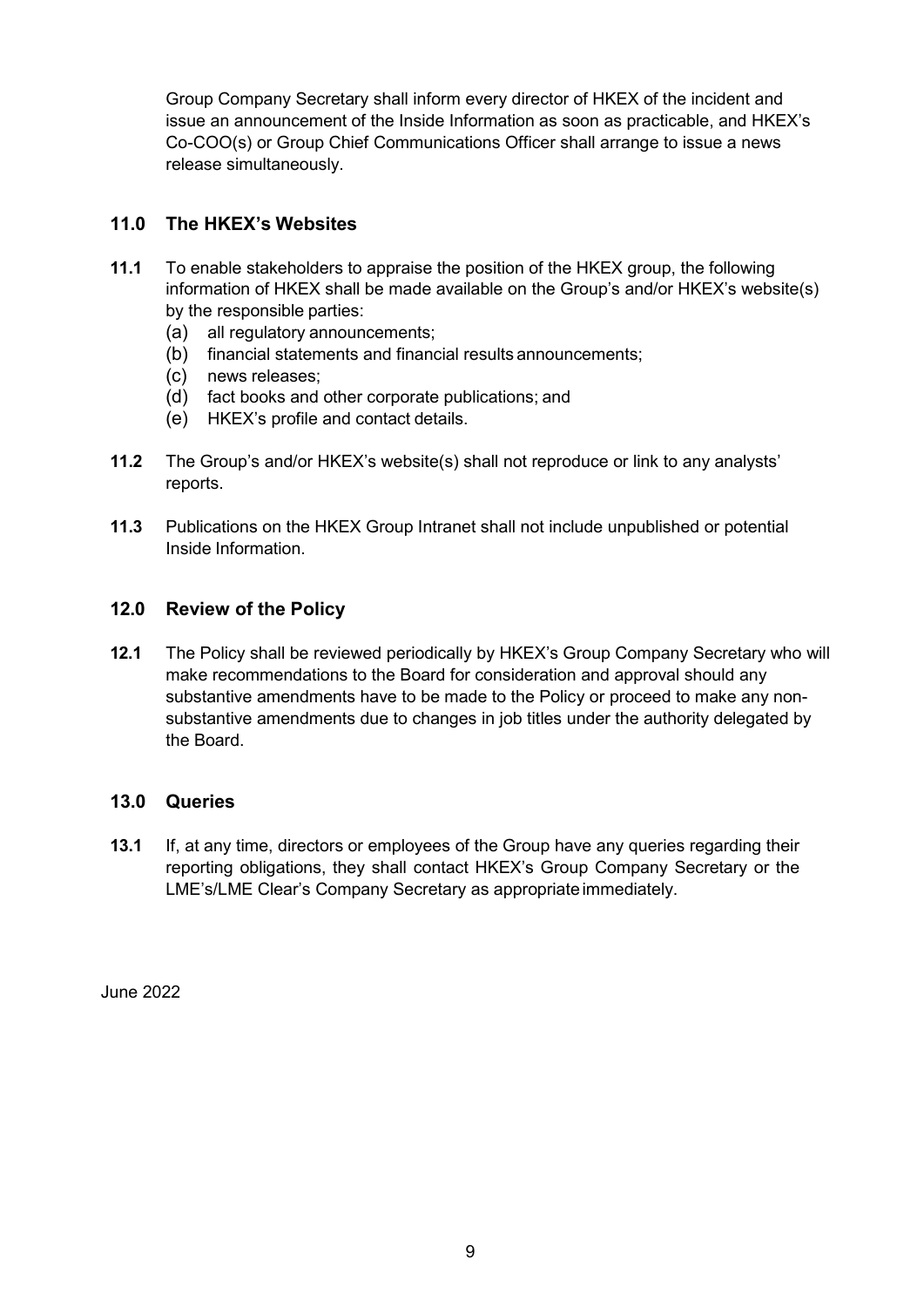Group Company Secretary shall inform every director of HKEX of the incident and issue an announcement of the Inside Information as soon as practicable, and HKEX's Co-COO(s) or Group Chief Communications Officer shall arrange to issue a news release simultaneously.

## 11.0 The HKEX's Websites

**11.1** To enable stakeholders to appraise the position of the HKEX group, the following information of HKEX shall be made available on the Group's and/or HKEX's website(s) by the responsible parties:

(a) all regulatory announcements;
(b) financial statements and financial results announcements;
(c) news releases;
(d) fact books and other corporate publications; and
(e) HKEX's profile and contact details.

**11.2** The Group's and/or HKEX's website(s) shall not reproduce or link to any analysts' reports.

**11.3** Publications on the HKEX Group Intranet shall not include unpublished or potential Inside Information.

## 12.0 Review of the Policy

**12.1** The Policy shall be reviewed periodically by HKEX's Group Company Secretary who will make recommendations to the Board for consideration and approval should any substantive amendments have to be made to the Policy or proceed to make any non-substantive amendments due to changes in job titles under the authority delegated by the Board.

## 13.0 Queries

**13.1** If, at any time, directors or employees of the Group have any queries regarding their reporting obligations, they shall contact HKEX's Group Company Secretary or the LME's/LME Clear's Company Secretary as appropriate immediately.

June 2022